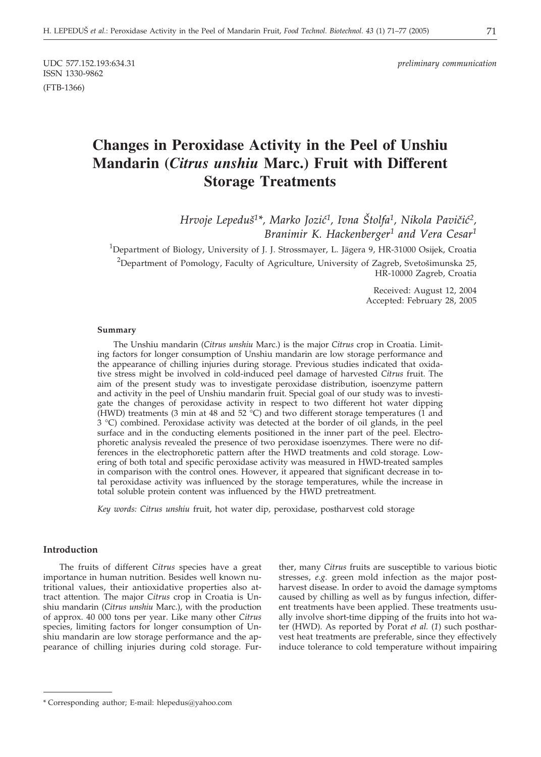UDC 577.152.193:634.31
ISSN 1330-9862
(FTB-1366)

*preliminary communication*

# Changes in Peroxidase Activity in the Peel of Unshiu Mandarin (*Citrus unshiu* Marc.) Fruit with Different Storage Treatments

*Hrvoje Lepeduš[1]\*, Marko Jozić[1], Ivna Štolfa[1], Nikola Pavičić[2], Branimir K. Hackenberger[1] and Vera Cesar[1]*

[1]Department of Biology, University of J. J. Strossmayer, L. Jägera 9, HR-31000 Osijek, Croatia

[2]Department of Pomology, Faculty of Agriculture, University of Zagreb, Svetošimunska 25, HR-10000 Zagreb, Croatia

Received: August 12, 2004
Accepted: February 28, 2005

### Summary

The Unshiu mandarin (*Citrus unshiu* Marc.) is the major *Citrus* crop in Croatia. Limiting factors for longer consumption of Unshiu mandarin are low storage performance and the appearance of chilling injuries during storage. Previous studies indicated that oxidative stress might be involved in cold-induced peel damage of harvested *Citrus* fruit. The aim of the present study was to investigate peroxidase distribution, isoenzyme pattern and activity in the peel of Unshiu mandarin fruit. Special goal of our study was to investigate the changes of peroxidase activity in respect to two different hot water dipping (HWD) treatments (3 min at 48 and 52 °C) and two different storage temperatures (1 and 3 °C) combined. Peroxidase activity was detected at the border of oil glands, in the peel surface and in the conducting elements positioned in the inner part of the peel. Electrophoretic analysis revealed the presence of two peroxidase isoenzymes. There were no differences in the electrophoretic pattern after the HWD treatments and cold storage. Lowering of both total and specific peroxidase activity was measured in HWD-treated samples in comparison with the control ones. However, it appeared that significant decrease in total peroxidase activity was influenced by the storage temperatures, while the increase in total soluble protein content was influenced by the HWD pretreatment.

*Key words: Citrus unshiu* fruit, hot water dip, peroxidase, postharvest cold storage

## Introduction

The fruits of different *Citrus* species have a great importance in human nutrition. Besides well known nutritional values, their antioxidative properties also attract attention. The major *Citrus* crop in Croatia is Unshiu mandarin (*Citrus unshiu* Marc.), with the production of approx. 40 000 tons per year. Like many other *Citrus* species, limiting factors for longer consumption of Unshiu mandarin are low storage performance and the appearance of chilling injuries during cold storage. Further, many *Citrus* fruits are susceptible to various biotic stresses, *e.g.* green mold infection as the major postharvest disease. In order to avoid the damage symptoms caused by chilling as well as by fungus infection, different treatments have been applied. These treatments usually involve short-time dipping of the fruits into hot water (HWD). As reported by Porat *et al.* (*1*) such postharvest heat treatments are preferable, since they effectively induce tolerance to cold temperature without impairing

\* Corresponding author; E-mail: hlepedus@yahoo.com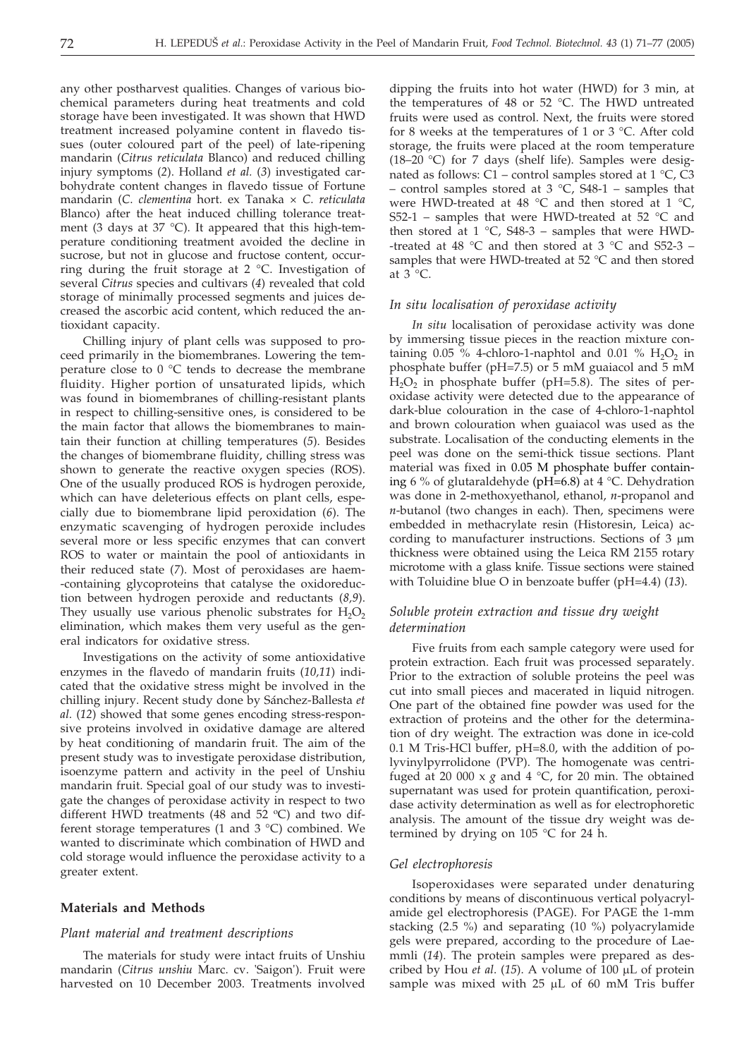any other postharvest qualities. Changes of various biochemical parameters during heat treatments and cold storage have been investigated. It was shown that HWD treatment increased polyamine content in flavedo tissues (outer coloured part of the peel) of late-ripening mandarin (*Citrus reticulata* Blanco) and reduced chilling injury symptoms (*2*). Holland *et al.* (*3*) investigated carbohydrate content changes in flavedo tissue of Fortune mandarin (*C. clementina* hort. ex Tanaka × *C. reticulata* Blanco) after the heat induced chilling tolerance treatment (3 days at 37 °C). It appeared that this high-temperature conditioning treatment avoided the decline in sucrose, but not in glucose and fructose content, occurring during the fruit storage at 2 °C. Investigation of several *Citrus* species and cultivars (*4*) revealed that cold storage of minimally processed segments and juices decreased the ascorbic acid content, which reduced the antioxidant capacity.

Chilling injury of plant cells was supposed to proceed primarily in the biomembranes. Lowering the temperature close to 0 °C tends to decrease the membrane fluidity. Higher portion of unsaturated lipids, which was found in biomembranes of chilling-resistant plants in respect to chilling-sensitive ones, is considered to be the main factor that allows the biomembranes to maintain their function at chilling temperatures (*5*). Besides the changes of biomembrane fluidity, chilling stress was shown to generate the reactive oxygen species (ROS). One of the usually produced ROS is hydrogen peroxide, which can have deleterious effects on plant cells, especially due to biomembrane lipid peroxidation (*6*). The enzymatic scavenging of hydrogen peroxide includes several more or less specific enzymes that can convert ROS to water or maintain the pool of antioxidants in their reduced state (*7*). Most of peroxidases are haem-containing glycoproteins that catalyse the oxidoreduction between hydrogen peroxide and reductants (*8,9*). They usually use various phenolic substrates for $H_2O_2$ elimination, which makes them very useful as the general indicators for oxidative stress.

Investigations on the activity of some antioxidative enzymes in the flavedo of mandarin fruits (*10,11*) indicated that the oxidative stress might be involved in the chilling injury. Recent study done by Sánchez-Ballesta *et al.* (*12*) showed that some genes encoding stress-responsive proteins involved in oxidative damage are altered by heat conditioning of mandarin fruit. The aim of the present study was to investigate peroxidase distribution, isoenzyme pattern and activity in the peel of Unshiu mandarin fruit. Special goal of our study was to investigate the changes of peroxidase activity in respect to two different HWD treatments (48 and 52 ºC) and two different storage temperatures (1 and 3 °C) combined. We wanted to discriminate which combination of HWD and cold storage would influence the peroxidase activity to a greater extent.

## Materials and Methods

### Plant material and treatment descriptions

The materials for study were intact fruits of Unshiu mandarin (*Citrus unshiu* Marc. cv. 'Saigon'). Fruit were harvested on 10 December 2003. Treatments involved dipping the fruits into hot water (HWD) for 3 min, at the temperatures of 48 or 52 °C. The HWD untreated fruits were used as control. Next, the fruits were stored for 8 weeks at the temperatures of 1 or 3 °C. After cold storage, the fruits were placed at the room temperature (18–20 °C) for 7 days (shelf life). Samples were designated as follows: C1 – control samples stored at 1 °C, C3 – control samples stored at 3 °C, S48-1 – samples that were HWD-treated at 48 °C and then stored at 1 °C, S52-1 – samples that were HWD-treated at 52 °C and then stored at 1 °C, S48-3 – samples that were HWD-treated at 48 °C and then stored at 3 °C and S52-3 – samples that were HWD-treated at 52 °C and then stored at 3 °C.

### In situ localisation of peroxidase activity

*In situ* localisation of peroxidase activity was done by immersing tissue pieces in the reaction mixture containing 0.05 % 4-chloro-1-naphtol and 0.01 % $H_2O_2$ in phosphate buffer (pH=7.5) or 5 mM guaiacol and 5 mM $H_2O_2$ in phosphate buffer (pH=5.8). The sites of peroxidase activity were detected due to the appearance of dark-blue colouration in the case of 4-chloro-1-naphtol and brown colouration when guaiacol was used as the substrate. Localisation of the conducting elements in the peel was done on the semi-thick tissue sections. Plant material was fixed in 0.05 M phosphate buffer containing 6 % of glutaraldehyde (pH=6.8) at 4 °C. Dehydration was done in 2-methoxyethanol, ethanol, *n*-propanol and *n*-butanol (two changes in each). Then, specimens were embedded in methacrylate resin (Historesin, Leica) according to manufacturer instructions. Sections of 3 µm thickness were obtained using the Leica RM 2155 rotary microtome with a glass knife. Tissue sections were stained with Toluidine blue O in benzoate buffer (pH=4.4) (*13*).

### Soluble protein extraction and tissue dry weight determination

Five fruits from each sample category were used for protein extraction. Each fruit was processed separately. Prior to the extraction of soluble proteins the peel was cut into small pieces and macerated in liquid nitrogen. One part of the obtained fine powder was used for the extraction of proteins and the other for the determination of dry weight. The extraction was done in ice-cold 0.1 M Tris-HCl buffer, pH=8.0, with the addition of polyvinylpyrrolidone (PVP). The homogenate was centrifuged at 20 000 x *g* and 4 °C, for 20 min. The obtained supernatant was used for protein quantification, peroxidase activity determination as well as for electrophoretic analysis. The amount of the tissue dry weight was determined by drying on 105 °C for 24 h.

### Gel electrophoresis

Isoperoxidases were separated under denaturing conditions by means of discontinuous vertical polyacrylamide gel electrophoresis (PAGE). For PAGE the 1-mm stacking (2.5 %) and separating (10 %) polyacrylamide gels were prepared, according to the procedure of Laemmli (*14*). The protein samples were prepared as described by Hou *et al.* (*15*). A volume of 100 µL of protein sample was mixed with 25 µL of 60 mM Tris buffer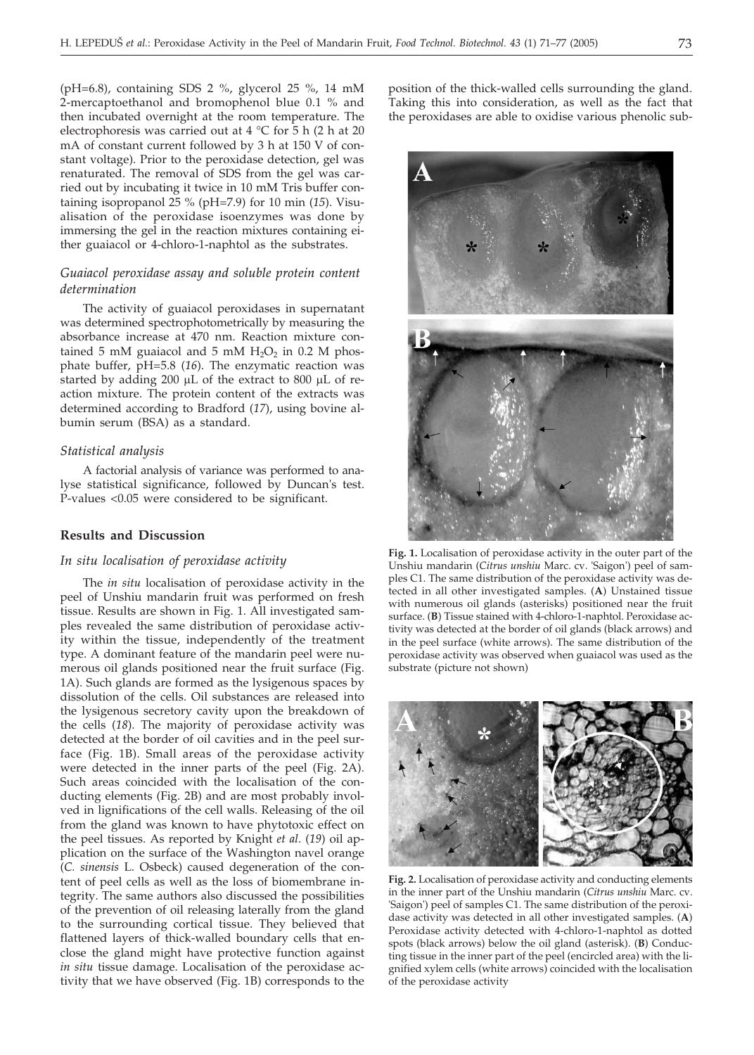(pH=6.8), containing SDS 2 %, glycerol 25 %, 14 mM 2-mercaptoethanol and bromophenol blue 0.1 % and then incubated overnight at the room temperature. The electrophoresis was carried out at 4 °C for 5 h (2 h at 20 mA of constant current followed by 3 h at 150 V of constant voltage). Prior to the peroxidase detection, gel was renaturated. The removal of SDS from the gel was carried out by incubating it twice in 10 mM Tris buffer containing isopropanol 25 % (pH=7.9) for 10 min (*15*). Visualisation of the peroxidase isoenzymes was done by immersing the gel in the reaction mixtures containing either guaiacol or 4-chloro-1-naphtol as the substrates.

### *Guaiacol peroxidase assay and soluble protein content determination*

The activity of guaiacol peroxidases in supernatant was determined spectrophotometrically by measuring the absorbance increase at 470 nm. Reaction mixture contained 5 mM guaiacol and 5 mM $H_2O_2$ in 0.2 M phosphate buffer, pH=5.8 (*16*). The enzymatic reaction was started by adding 200 µL of the extract to 800 µL of reaction mixture. The protein content of the extracts was determined according to Bradford (*17*), using bovine albumin serum (BSA) as a standard.

### *Statistical analysis*

A factorial analysis of variance was performed to analyse statistical significance, followed by Duncan's test. P-values <0.05 were considered to be significant.

## Results and Discussion

### *In situ localisation of peroxidase activity*

The *in situ* localisation of peroxidase activity in the peel of Unshiu mandarin fruit was performed on fresh tissue. Results are shown in Fig. 1. All investigated samples revealed the same distribution of peroxidase activity within the tissue, independently of the treatment type. A dominant feature of the mandarin peel were numerous oil glands positioned near the fruit surface (Fig. 1A). Such glands are formed as the lysigenous spaces by dissolution of the cells. Oil substances are released into the lysigenous secretory cavity upon the breakdown of the cells (*18*). The majority of peroxidase activity was detected at the border of oil cavities and in the peel surface (Fig. 1B). Small areas of the peroxidase activity were detected in the inner parts of the peel (Fig. 2A). Such areas coincided with the localisation of the conducting elements (Fig. 2B) and are most probably involved in lignifications of the cell walls. Releasing of the oil from the gland was known to have phytotoxic effect on the peel tissues. As reported by Knight *et al*. (*19*) oil application on the surface of the Washington navel orange (*C. sinensis* L. Osbeck) caused degeneration of the content of peel cells as well as the loss of biomembrane integrity. The same authors also discussed the possibilities of the prevention of oil releasing laterally from the gland to the surrounding cortical tissue. They believed that flattened layers of thick-walled boundary cells that enclose the gland might have protective function against *in situ* tissue damage. Localisation of the peroxidase activity that we have observed (Fig. 1B) corresponds to the position of the thick-walled cells surrounding the gland. Taking this into consideration, as well as the fact that the peroxidases are able to oxidise various phenolic sub-

**Fig. 1.** Localisation of peroxidase activity in the outer part of the Unshiu mandarin (*Citrus unshiu* Marc. cv. 'Saigon') peel of samples C1. The same distribution of the peroxidase activity was detected in all other investigated samples. (**A**) Unstained tissue with numerous oil glands (asterisks) positioned near the fruit surface. (**B**) Tissue stained with 4-chloro-1-naphtol. Peroxidase activity was detected at the border of oil glands (black arrows) and in the peel surface (white arrows). The same distribution of the peroxidase activity was observed when guaiacol was used as the substrate (picture not shown)

**Fig. 2.** Localisation of peroxidase activity and conducting elements in the inner part of the Unshiu mandarin (*Citrus unshiu* Marc. cv. 'Saigon') peel of samples C1. The same distribution of the peroxidase activity was detected in all other investigated samples. (**A**) Peroxidase activity detected with 4-chloro-1-naphtol as dotted spots (black arrows) below the oil gland (asterisk). (**B**) Conducting tissue in the inner part of the peel (encircled area) with the lignified xylem cells (white arrows) coincided with the localisation of the peroxidase activity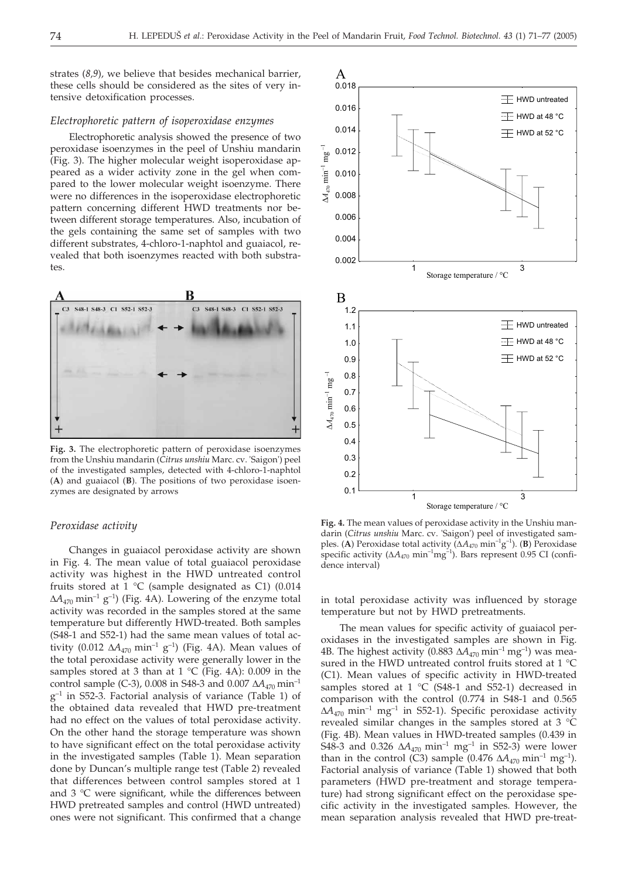strates (*8,9*), we believe that besides mechanical barrier, these cells should be considered as the sites of very intensive detoxification processes.

### *Electrophoretic pattern of isoperoxidase enzymes*

Electrophoretic analysis showed the presence of two peroxidase isoenzymes in the peel of Unshiu mandarin (Fig. 3). The higher molecular weight isoperoxidase appeared as a wider activity zone in the gel when compared to the lower molecular weight isoenzyme. There were no differences in the isoperoxidase electrophoretic pattern concerning different HWD treatments nor between different storage temperatures. Also, incubation of the gels containing the same set of samples with two different substrates, 4-chloro-1-naphtol and guaiacol, revealed that both isoenzymes reacted with both substrates.

A B
C3 S48-1 S48-3 C1 S52-1 S52-3 C3 S48-1 S48-3 C1 S52-1 S52-3

**Fig. 3.** The electrophoretic pattern of peroxidase isoenzymes from the Unshiu mandarin (*Citrus unshiu* Marc. cv. 'Saigon') peel of the investigated samples, detected with 4-chloro-1-naphtol (**A**) and guaiacol (**B**). The positions of two peroxidase isoenzymes are designated by arrows

### *Peroxidase activity*

Changes in guaiacol peroxidase activity are shown in Fig. 4. The mean value of total guaiacol peroxidase activity was highest in the HWD untreated control fruits stored at 1 °C (sample designated as C1) (0.014 $\Delta A_{470}$ min$^{-1}$ g$^{-1}$) (Fig. 4A). Lowering of the enzyme total activity was recorded in the samples stored at the same temperature but differently HWD-treated. Both samples (S48-1 and S52-1) had the same mean values of total activity (0.012 $\Delta A_{470}$ min$^{-1}$ g$^{-1}$) (Fig. 4A). Mean values of the total peroxidase activity were generally lower in the samples stored at 3 than at 1 °C (Fig. 4A): 0.009 in the control sample (C-3), 0.008 in S48-3 and 0.007 $\Delta A_{470}$ min$^{-1}$ g$^{-1}$ in S52-3. Factorial analysis of variance (Table 1) of the obtained data revealed that HWD pre-treatment had no effect on the values of total peroxidase activity. On the other hand the storage temperature was shown to have significant effect on the total peroxidase activity in the investigated samples (Table 1). Mean separation done by Duncan's multiple range test (Table 2) revealed that differences between control samples stored at 1 and 3 °C were significant, while the differences between HWD pretreated samples and control (HWD untreated) ones were not significant. This confirmed that a change in total peroxidase activity was influenced by storage temperature but not by HWD pretreatments.

A
0.018
0.016
0.014
0.012
0.010
0.008
0.006
0.004
0.002
$\Delta A_{470}$ min$^{-1}$ mg$^{-1}$
HWD untreated
HWD at 48 °C
HWD at 52 °C
1 3
Storage temperature / °C

B
1.2
1.1
1.0
0.9
0.8
0.7
0.6
0.5
0.4
0.3
0.2
0.1
$\Delta A_{470}$ min$^{-1}$ mg$^{-1}$
HWD untreated
HWD at 48 °C
HWD at 52 °C
1 3
Storage temperature / °C

**Fig. 4.** The mean values of peroxidase activity in the Unshiu mandarin (*Citrus unshiu* Marc. cv. 'Saigon') peel of investigated samples. (**A**) Peroxidase total activity ($\Delta A_{470}$ min$^{-1}$g$^{-1}$). (**B**) Peroxidase specific activity ($\Delta A_{470}$ min$^{-1}$mg$^{-1}$). Bars represent 0.95 CI (confidence interval)

The mean values for specific activity of guaiacol peroxidases in the investigated samples are shown in Fig. 4B. The highest activity (0.883 $\Delta A_{470}$ min$^{-1}$ mg$^{-1}$) was measured in the HWD untreated control fruits stored at 1 °C (C1). Mean values of specific activity in HWD-treated samples stored at 1 °C (S48-1 and S52-1) decreased in comparison with the control (0.774 in S48-1 and 0.565 $\Delta A_{470}$ min$^{-1}$ mg$^{-1}$ in S52-1). Specific peroxidase activity revealed similar changes in the samples stored at 3 °C (Fig. 4B). Mean values in HWD-treated samples (0.439 in S48-3 and 0.326 $\Delta A_{470}$ min$^{-1}$ mg$^{-1}$ in S52-3) were lower than in the control (C3) sample (0.476 $\Delta A_{470}$ min$^{-1}$ mg$^{-1}$). Factorial analysis of variance (Table 1) showed that both parameters (HWD pre-treatment and storage temperature) had strong significant effect on the peroxidase specific activity in the investigated samples. However, the mean separation analysis revealed that HWD pre-treat-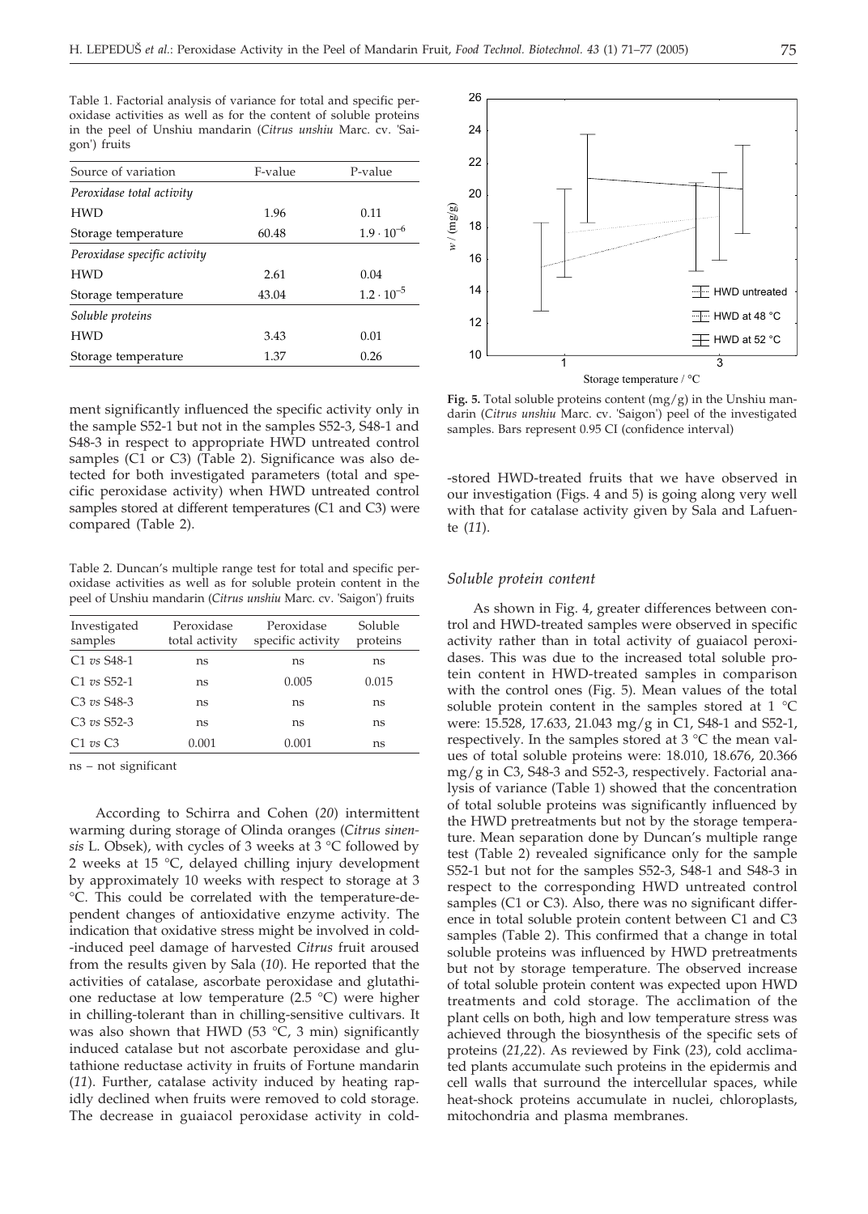Table 1. Factorial analysis of variance for total and specific peroxidase activities as well as for the content of soluble proteins in the peel of Unshiu mandarin (*Citrus unshiu* Marc. cv. 'Saigon') fruits

| Source of variation | F-value | P-value |
|---|---|---|
| *Peroxidase total activity* | | |
| HWD | 1.96 | 0.11 |
| Storage temperature | 60.48 | $1.9 \cdot 10^{-6}$ |
| *Peroxidase specific activity* | | |
| HWD | 2.61 | 0.04 |
| Storage temperature | 43.04 | $1.2 \cdot 10^{-5}$ |
| *Soluble proteins* | | |
| HWD | 3.43 | 0.01 |
| Storage temperature | 1.37 | 0.26 |

ment significantly influenced the specific activity only in the sample S52-1 but not in the samples S52-3, S48-1 and S48-3 in respect to appropriate HWD untreated control samples (C1 or C3) (Table 2). Significance was also detected for both investigated parameters (total and specific peroxidase activity) when HWD untreated control samples stored at different temperatures (C1 and C3) were compared (Table 2).

Table 2. Duncan's multiple range test for total and specific peroxidase activities as well as for soluble protein content in the peel of Unshiu mandarin (*Citrus unshiu* Marc. cv. 'Saigon') fruits

| Investigated samples | Peroxidase total activity | Peroxidase specific activity | Soluble proteins |
|---|---|---|---|
| C1 *vs* S48-1 | ns | ns | ns |
| C1 *vs* S52-1 | ns | 0.005 | 0.015 |
| C3 *vs* S48-3 | ns | ns | ns |
| C3 *vs* S52-3 | ns | ns | ns |
| C1 *vs* C3 | 0.001 | 0.001 | ns |

ns – not significant

According to Schirra and Cohen (*20*) intermittent warming during storage of Olinda oranges (*Citrus sinensis* L. Obsek), with cycles of 3 weeks at 3 °C followed by 2 weeks at 15 °C, delayed chilling injury development by approximately 10 weeks with respect to storage at 3 °C. This could be correlated with the temperature-dependent changes of antioxidative enzyme activity. The indication that oxidative stress might be involved in cold-induced peel damage of harvested *Citrus* fruit aroused from the results given by Sala (*10*). He reported that the activities of catalase, ascorbate peroxidase and glutathione reductase at low temperature (2.5 °C) were higher in chilling-tolerant than in chilling-sensitive cultivars. It was also shown that HWD (53 °C, 3 min) significantly induced catalase but not ascorbate peroxidase and glutathione reductase activity in fruits of Fortune mandarin (*11*). Further, catalase activity induced by heating rapidly declined when fruits were removed to cold storage. The decrease in guaiacol peroxidase activity in cold-stored HWD-treated fruits that we have observed in our investigation (Figs. 4 and 5) is going along very well with that for catalase activity given by Sala and Lafuente (*11*).

26
24
22
20
18
16
14
12
10
$w$ / (mg/g)
1
3
Storage temperature / °C
HWD untreated
HWD at 48 °C
HWD at 52 °C

**Fig. 5.** Total soluble proteins content (mg/g) in the Unshiu mandarin (*Citrus unshiu* Marc. cv. 'Saigon') peel of the investigated samples. Bars represent 0.95 CI (confidence interval)

### *Soluble protein content*

As shown in Fig. 4, greater differences between control and HWD-treated samples were observed in specific activity rather than in total activity of guaiacol peroxidases. This was due to the increased total soluble protein content in HWD-treated samples in comparison with the control ones (Fig. 5). Mean values of the total soluble protein content in the samples stored at 1 °C were: 15.528, 17.633, 21.043 mg/g in C1, S48-1 and S52-1, respectively. In the samples stored at 3 °C the mean values of total soluble proteins were: 18.010, 18.676, 20.366 mg/g in C3, S48-3 and S52-3, respectively. Factorial analysis of variance (Table 1) showed that the concentration of total soluble proteins was significantly influenced by the HWD pretreatments but not by the storage temperature. Mean separation done by Duncan's multiple range test (Table 2) revealed significance only for the sample S52-1 but not for the samples S52-3, S48-1 and S48-3 in respect to the corresponding HWD untreated control samples (C1 or C3). Also, there was no significant difference in total soluble protein content between C1 and C3 samples (Table 2). This confirmed that a change in total soluble proteins was influenced by HWD pretreatments but not by storage temperature. The observed increase of total soluble protein content was expected upon HWD treatments and cold storage. The acclimation of the plant cells on both, high and low temperature stress was achieved through the biosynthesis of the specific sets of proteins (*21,22*). As reviewed by Fink (*23*), cold acclimated plants accumulate such proteins in the epidermis and cell walls that surround the intercellular spaces, while heat-shock proteins accumulate in nuclei, chloroplasts, mitochondria and plasma membranes.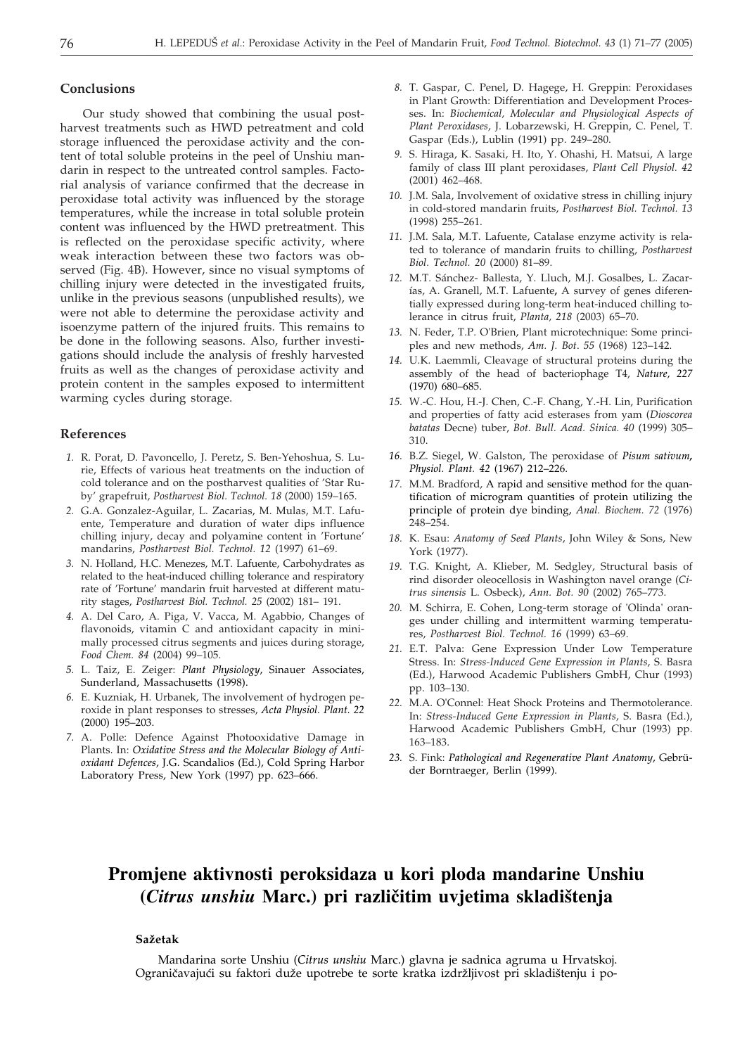## Conclusions

Our study showed that combining the usual postharvest treatments such as HWD petreatment and cold storage influenced the peroxidase activity and the content of total soluble proteins in the peel of Unshiu mandarin in respect to the untreated control samples. Factorial analysis of variance confirmed that the decrease in peroxidase total activity was influenced by the storage temperatures, while the increase in total soluble protein content was influenced by the HWD pretreatment. This is reflected on the peroxidase specific activity, where weak interaction between these two factors was observed (Fig. 4B). However, since no visual symptoms of chilling injury were detected in the investigated fruits, unlike in the previous seasons (unpublished results), we were not able to determine the peroxidase activity and isoenzyme pattern of the injured fruits. This remains to be done in the following seasons. Also, further investigations should include the analysis of freshly harvested fruits as well as the changes of peroxidase activity and protein content in the samples exposed to intermittent warming cycles during storage.

## References

1. R. Porat, D. Pavoncello, J. Peretz, S. Ben-Yehoshua, S. Lurie, Effects of various heat treatments on the induction of cold tolerance and on the postharvest qualities of 'Star Ruby' grapefruit, *Postharvest Biol. Technol. 18* (2000) 159–165.
2. G.A. Gonzalez-Aguilar, L. Zacarias, M. Mulas, M.T. Lafuente, Temperature and duration of water dips influence chilling injury, decay and polyamine content in 'Fortune' mandarins, *Postharvest Biol. Technol. 12* (1997) 61–69.
3. N. Holland, H.C. Menezes, M.T. Lafuente, Carbohydrates as related to the heat-induced chilling tolerance and respiratory rate of 'Fortune' mandarin fruit harvested at different maturity stages, *Postharvest Biol. Technol. 25* (2002) 181– 191.
4. A. Del Caro, A. Piga, V. Vacca, M. Agabbio, Changes of flavonoids, vitamin C and antioxidant capacity in minimally processed citrus segments and juices during storage, *Food Chem. 84* (2004) 99–105.
5. L. Taiz, E. Zeiger: *Plant Physiology*, Sinauer Associates, Sunderland, Massachusetts (1998).
6. E. Kuzniak, H. Urbanek, The involvement of hydrogen peroxide in plant responses to stresses, *Acta Physiol. Plant. 22* (2000) 195–203.
7. A. Polle: Defence Against Photooxidative Damage in Plants. In: *Oxidative Stress and the Molecular Biology of Antioxidant Defences*, J.G. Scandalios (Ed.), Cold Spring Harbor Laboratory Press, New York (1997) pp. 623–666.
8. T. Gaspar, C. Penel, D. Hagege, H. Greppin: Peroxidases in Plant Growth: Differentiation and Development Processes. In: *Biochemical, Molecular and Physiological Aspects of Plant Peroxidases*, J. Lobarzewski, H. Greppin, C. Penel, T. Gaspar (Eds.), Lublin (1991) pp. 249–280.
9. S. Hiraga, K. Sasaki, H. Ito, Y. Ohashi, H. Matsui, A large family of class III plant peroxidases, *Plant Cell Physiol. 42* (2001) 462–468.
10. J.M. Sala, Involvement of oxidative stress in chilling injury in cold-stored mandarin fruits, *Postharvest Biol. Technol. 13* (1998) 255–261.
11. J.M. Sala, M.T. Lafuente, Catalase enzyme activity is related to tolerance of mandarin fruits to chilling, *Postharvest Biol. Technol. 20* (2000) 81–89.
12. M.T. Sánchez- Ballesta, Y. Lluch, M.J. Gosalbes, L. Zacarías, A. Granell, M.T. Lafuente, A survey of genes diferentially expressed during long-term heat-induced chilling tolerance in citrus fruit, *Planta, 218* (2003) 65–70.
13. N. Feder, T.P. O'Brien, Plant microtechnique: Some principles and new methods, *Am. J. Bot. 55* (1968) 123–142.
14. U.K. Laemmli, Cleavage of structural proteins during the assembly of the head of bacteriophage T4, *Nature, 227* (1970) 680–685.
15. W.-C. Hou, H.-J. Chen, C.-F. Chang, Y.-H. Lin, Purification and properties of fatty acid esterases from yam (*Dioscorea batatas* Decne) tuber, *Bot. Bull. Acad. Sinica. 40* (1999) 305–310.
16. B.Z. Siegel, W. Galston, The peroxidase of *Pisum sativum*, *Physiol. Plant. 42* (1967) 212–226.
17. M.M. Bradford, A rapid and sensitive method for the quantification of microgram quantities of protein utilizing the principle of protein dye binding, *Anal. Biochem. 72* (1976) 248–254.
18. K. Esau: *Anatomy of Seed Plants*, John Wiley & Sons, New York (1977).
19. T.G. Knight, A. Klieber, M. Sedgley, Structural basis of rind disorder oleocellosis in Washington navel orange (*Citrus sinensis* L. Osbeck), *Ann. Bot. 90* (2002) 765–773.
20. M. Schirra, E. Cohen, Long-term storage of 'Olinda' oranges under chilling and intermittent warming temperatures, *Postharvest Biol. Technol. 16* (1999) 63–69.
21. E.T. Palva: Gene Expression Under Low Temperature Stress. In: *Stress-Induced Gene Expression in Plants*, S. Basra (Ed.), Harwood Academic Publishers GmbH, Chur (1993) pp. 103–130.
22. M.A. O'Connel: Heat Shock Proteins and Thermotolerance. In: *Stress-Induced Gene Expression in Plants*, S. Basra (Ed.), Harwood Academic Publishers GmbH, Chur (1993) pp. 163–183.
23. S. Fink: *Pathological and Regenerative Plant Anatomy*, Gebrüder Borntraeger, Berlin (1999).

# Promjene aktivnosti peroksidaza u kori ploda mandarine Unshiu (*Citrus unshiu* Marc.) pri različitim uvjetima skladištenja

### Sažetak

Mandarina sorte Unshiu (*Citrus unshiu* Marc.) glavna je sadnica agruma u Hrvatskoj. Ograničavajući su faktori duže upotrebe te sorte kratka izdržljivost pri skladištenju i po-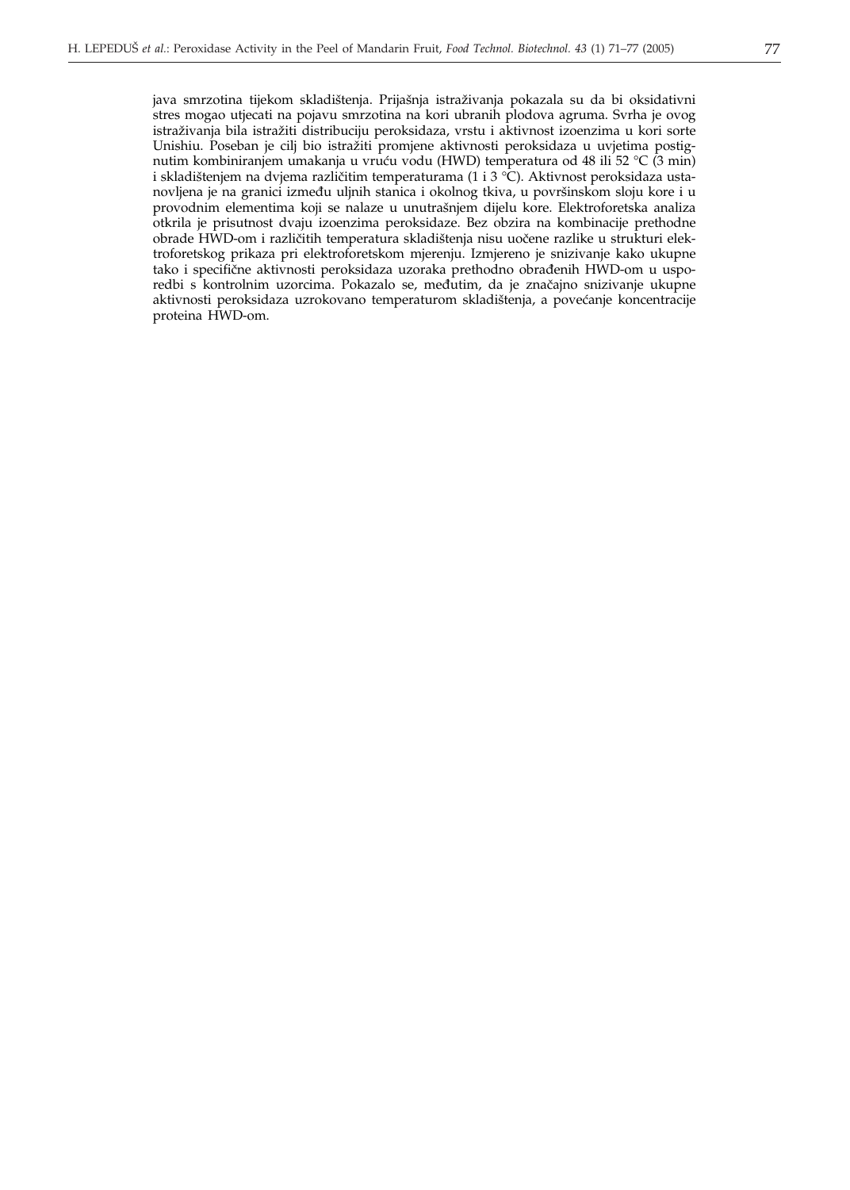java smrzotina tijekom skladištenja. Prijašnja istraživanja pokazala su da bi oksidativni stres mogao utjecati na pojavu smrzotina na kori ubranih plodova agruma. Svrha je ovog istraživanja bila istražiti distribuciju peroksidaza, vrstu i aktivnost izoenzima u kori sorte Unishiu. Poseban je cilj bio istražiti promjene aktivnosti peroksidaza u uvjetima postignutim kombiniranjem umakanja u vruću vodu (HWD) temperatura od 48 ili 52 °C (3 min) i skladištenjem na dvjema različitim temperaturama (1 i 3 °C). Aktivnost peroksidaza ustanovljena je na granici između uljnih stanica i okolnog tkiva, u površinskom sloju kore i u provodnim elementima koji se nalaze u unutrašnjem dijelu kore. Elektroforetska analiza otkrila je prisutnost dvaju izoenzima peroksidaze. Bez obzira na kombinacije prethodne obrade HWD-om i različitih temperatura skladištenja nisu uočene razlike u strukturi elektroforetskog prikaza pri elektroforetskom mjerenju. Izmjereno je snizivanje kako ukupne tako i specifične aktivnosti peroksidaza uzoraka prethodno obrađenih HWD-om u usporedbi s kontrolnim uzorcima. Pokazalo se, međutim, da je značajno snizivanje ukupne aktivnosti peroksidaza uzrokovano temperaturom skladištenja, a povećanje koncentracije proteina HWD-om.